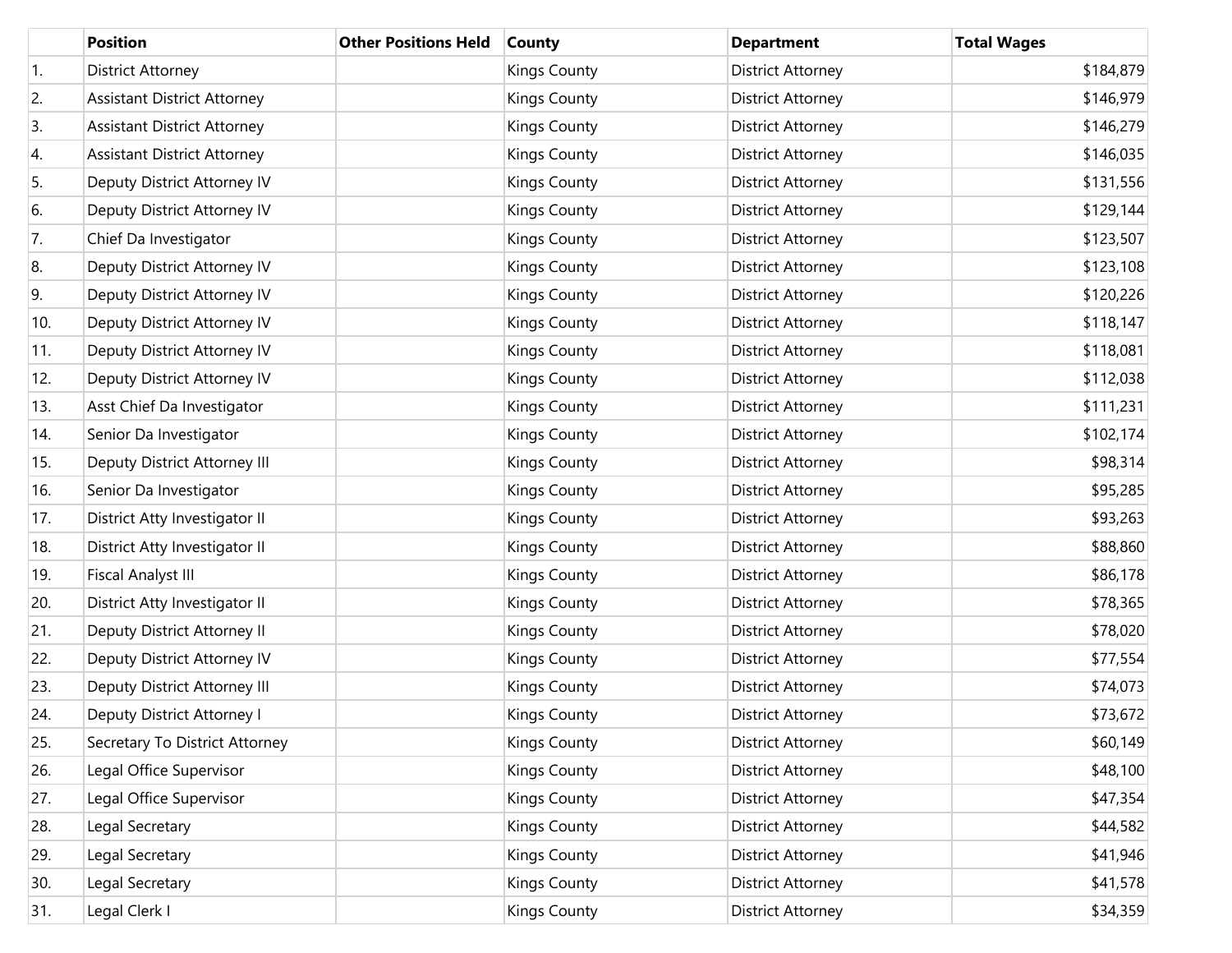| | Position | Other Positions Held | County | Department | Total Wages |
|---|---|---|---|---|---|
| 1. | District Attorney | | Kings County | District Attorney | $184,879 |
| 2. | Assistant District Attorney | | Kings County | District Attorney | $146,979 |
| 3. | Assistant District Attorney | | Kings County | District Attorney | $146,279 |
| 4. | Assistant District Attorney | | Kings County | District Attorney | $146,035 |
| 5. | Deputy District Attorney IV | | Kings County | District Attorney | $131,556 |
| 6. | Deputy District Attorney IV | | Kings County | District Attorney | $129,144 |
| 7. | Chief Da Investigator | | Kings County | District Attorney | $123,507 |
| 8. | Deputy District Attorney IV | | Kings County | District Attorney | $123,108 |
| 9. | Deputy District Attorney IV | | Kings County | District Attorney | $120,226 |
| 10. | Deputy District Attorney IV | | Kings County | District Attorney | $118,147 |
| 11. | Deputy District Attorney IV | | Kings County | District Attorney | $118,081 |
| 12. | Deputy District Attorney IV | | Kings County | District Attorney | $112,038 |
| 13. | Asst Chief Da Investigator | | Kings County | District Attorney | $111,231 |
| 14. | Senior Da Investigator | | Kings County | District Attorney | $102,174 |
| 15. | Deputy District Attorney III | | Kings County | District Attorney | $98,314 |
| 16. | Senior Da Investigator | | Kings County | District Attorney | $95,285 |
| 17. | District Atty Investigator II | | Kings County | District Attorney | $93,263 |
| 18. | District Atty Investigator II | | Kings County | District Attorney | $88,860 |
| 19. | Fiscal Analyst III | | Kings County | District Attorney | $86,178 |
| 20. | District Atty Investigator II | | Kings County | District Attorney | $78,365 |
| 21. | Deputy District Attorney II | | Kings County | District Attorney | $78,020 |
| 22. | Deputy District Attorney IV | | Kings County | District Attorney | $77,554 |
| 23. | Deputy District Attorney III | | Kings County | District Attorney | $74,073 |
| 24. | Deputy District Attorney I | | Kings County | District Attorney | $73,672 |
| 25. | Secretary To District Attorney | | Kings County | District Attorney | $60,149 |
| 26. | Legal Office Supervisor | | Kings County | District Attorney | $48,100 |
| 27. | Legal Office Supervisor | | Kings County | District Attorney | $47,354 |
| 28. | Legal Secretary | | Kings County | District Attorney | $44,582 |
| 29. | Legal Secretary | | Kings County | District Attorney | $41,946 |
| 30. | Legal Secretary | | Kings County | District Attorney | $41,578 |
| 31. | Legal Clerk I | | Kings County | District Attorney | $34,359 |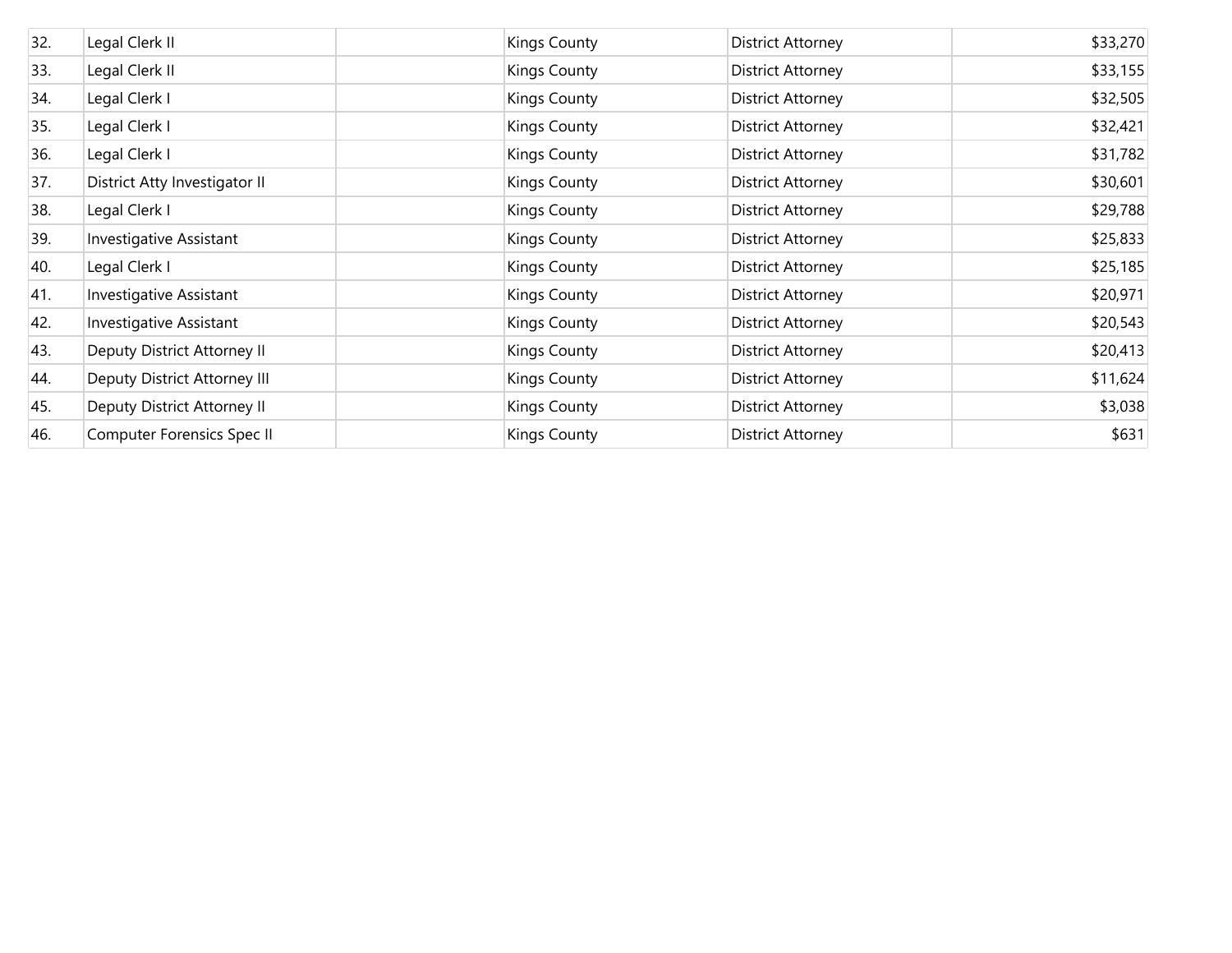| | | | | | |
|---|---|---|---|---|---|
| 32. | Legal Clerk II | | Kings County | District Attorney | $33,270 |
| 33. | Legal Clerk II | | Kings County | District Attorney | $33,155 |
| 34. | Legal Clerk I | | Kings County | District Attorney | $32,505 |
| 35. | Legal Clerk I | | Kings County | District Attorney | $32,421 |
| 36. | Legal Clerk I | | Kings County | District Attorney | $31,782 |
| 37. | District Atty Investigator II | | Kings County | District Attorney | $30,601 |
| 38. | Legal Clerk I | | Kings County | District Attorney | $29,788 |
| 39. | Investigative Assistant | | Kings County | District Attorney | $25,833 |
| 40. | Legal Clerk I | | Kings County | District Attorney | $25,185 |
| 41. | Investigative Assistant | | Kings County | District Attorney | $20,971 |
| 42. | Investigative Assistant | | Kings County | District Attorney | $20,543 |
| 43. | Deputy District Attorney II | | Kings County | District Attorney | $20,413 |
| 44. | Deputy District Attorney III | | Kings County | District Attorney | $11,624 |
| 45. | Deputy District Attorney II | | Kings County | District Attorney | $3,038 |
| 46. | Computer Forensics Spec II | | Kings County | District Attorney | $631 |